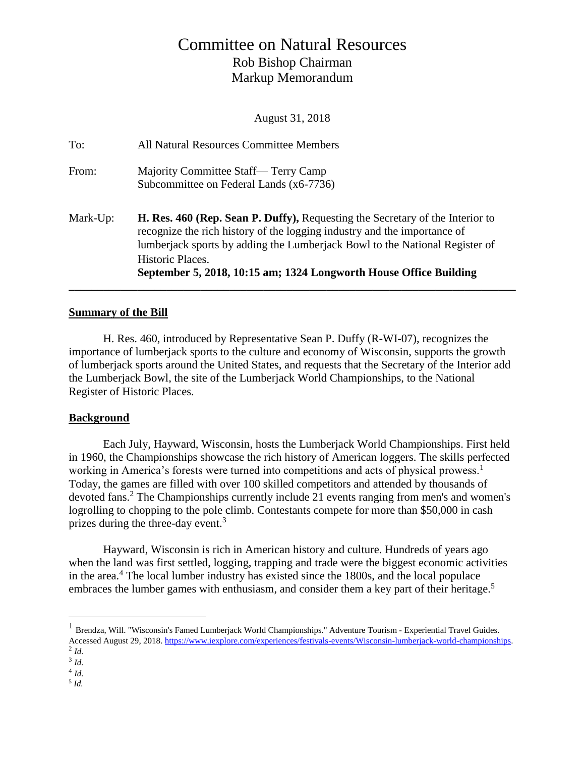# Committee on Natural Resources

Rob Bishop Chairman

Markup Memorandum

August 31, 2018

To: All Natural Resources Committee Members

From: Majority Committee Staff— Terry Camp
Subcommittee on Federal Lands (x6-7736)

Mark-Up: **H. Res. 460 (Rep. Sean P. Duffy),** Requesting the Secretary of the Interior to recognize the rich history of the logging industry and the importance of lumberjack sports by adding the Lumberjack Bowl to the National Register of Historic Places.
**September 5, 2018, 10:15 am; 1324 Longworth House Office Building**

---

## Summary of the Bill

H. Res. 460, introduced by Representative Sean P. Duffy (R-WI-07), recognizes the importance of lumberjack sports to the culture and economy of Wisconsin, supports the growth of lumberjack sports around the United States, and requests that the Secretary of the Interior add the Lumberjack Bowl, the site of the Lumberjack World Championships, to the National Register of Historic Places.

## Background

Each July, Hayward, Wisconsin, hosts the Lumberjack World Championships. First held in 1960, the Championships showcase the rich history of American loggers. The skills perfected working in America's forests were turned into competitions and acts of physical prowess.[1] Today, the games are filled with over 100 skilled competitors and attended by thousands of devoted fans.[2] The Championships currently include 21 events ranging from men's and women's logrolling to chopping to the pole climb. Contestants compete for more than $50,000 in cash prizes during the three-day event.[3]

Hayward, Wisconsin is rich in American history and culture. Hundreds of years ago when the land was first settled, logging, trapping and trade were the biggest economic activities in the area.[4] The local lumber industry has existed since the 1800s, and the local populace embraces the lumber games with enthusiasm, and consider them a key part of their heritage.[5]

---

[1] Brendza, Will. "Wisconsin's Famed Lumberjack World Championships." Adventure Tourism - Experiential Travel Guides. Accessed August 29, 2018. https://www.iexplore.com/experiences/festivals-events/Wisconsin-lumberjack-world-championships.

[2] *Id.*

[3] *Id.*

[4] *Id.*

[5] *Id.*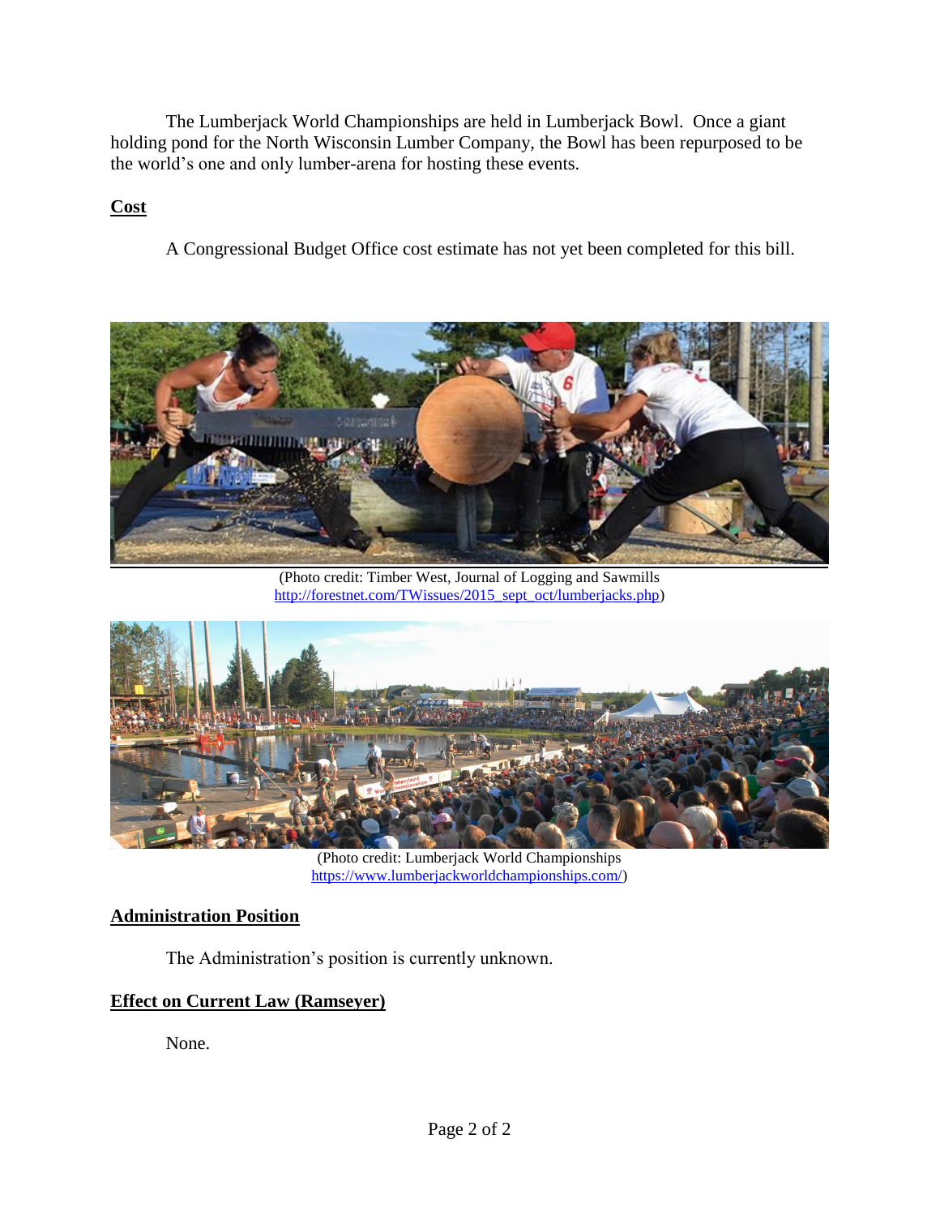The Lumberjack World Championships are held in Lumberjack Bowl. Once a giant holding pond for the North Wisconsin Lumber Company, the Bowl has been repurposed to be the world's one and only lumber-arena for hosting these events.

## Cost

A Congressional Budget Office cost estimate has not yet been completed for this bill.

(Photo credit: Timber West, Journal of Logging and Sawmills http://forestnet.com/TWissues/2015_sept_oct/lumberjacks.php)

(Photo credit: Lumberjack World Championships https://www.lumberjackworldchampionships.com/)

## Administration Position

The Administration's position is currently unknown.

## Effect on Current Law (Ramseyer)

None.